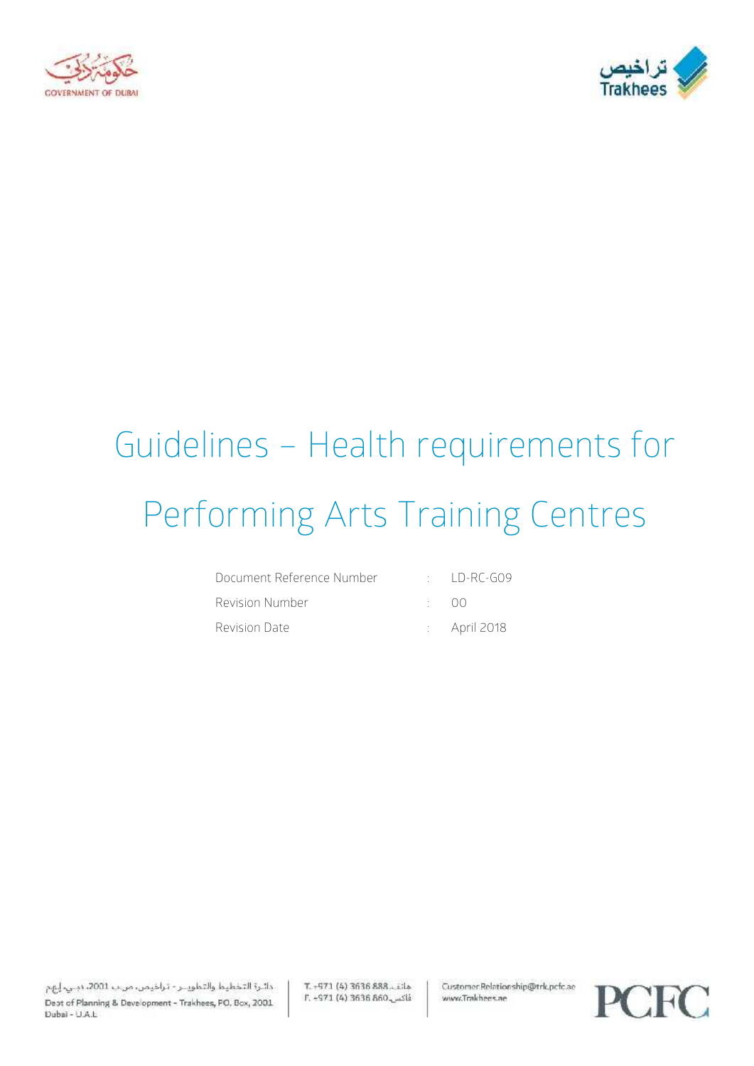# Guidelines – Health requirements for Performing Arts Training Centres

| | | |
|---|---|---|
| Document Reference Number | : | LD-RC-G09 |
| Revision Number | : | 00 |
| Revision Date | : | April 2018 |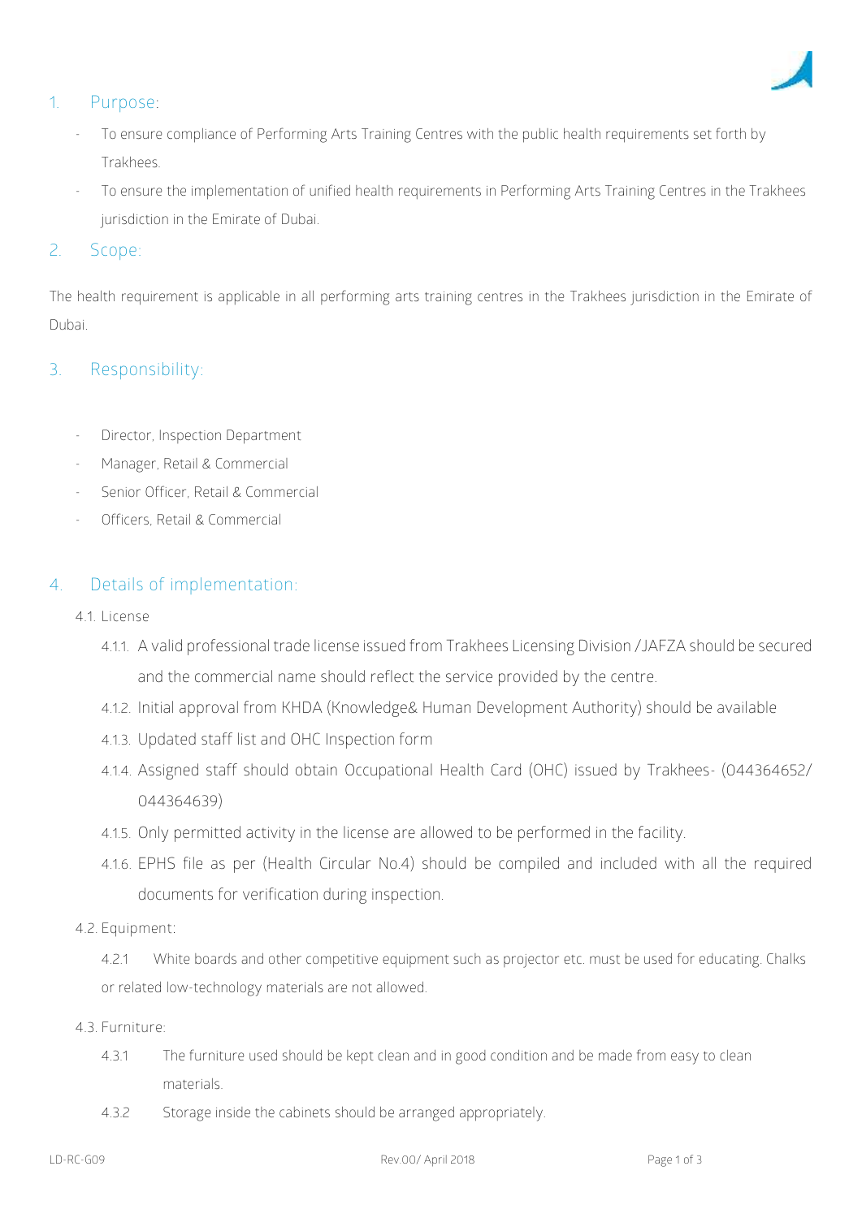## 1. Purpose:

- To ensure compliance of Performing Arts Training Centres with the public health requirements set forth by Trakhees.
- To ensure the implementation of unified health requirements in Performing Arts Training Centres in the Trakhees jurisdiction in the Emirate of Dubai.

## 2. Scope:

The health requirement is applicable in all performing arts training centres in the Trakhees jurisdiction in the Emirate of Dubai.

## 3. Responsibility:

- Director, Inspection Department
- Manager, Retail & Commercial
- Senior Officer, Retail & Commercial
- Officers, Retail & Commercial

## 4. Details of implementation:

4.1. License

4.1.1. A valid professional trade license issued from Trakhees Licensing Division /JAFZA should be secured and the commercial name should reflect the service provided by the centre.

4.1.2. Initial approval from KHDA (Knowledge& Human Development Authority) should be available

4.1.3. Updated staff list and OHC Inspection form

4.1.4. Assigned staff should obtain Occupational Health Card (OHC) issued by Trakhees- (044364652/ 044364639)

4.1.5. Only permitted activity in the license are allowed to be performed in the facility.

4.1.6. EPHS file as per (Health Circular No.4) should be compiled and included with all the required documents for verification during inspection.

4.2. Equipment:

4.2.1 White boards and other competitive equipment such as projector etc. must be used for educating. Chalks or related low-technology materials are not allowed.

4.3. Furniture:

4.3.1 The furniture used should be kept clean and in good condition and be made from easy to clean materials.

4.3.2 Storage inside the cabinets should be arranged appropriately.

LD-RC-G09 Rev.00/ April 2018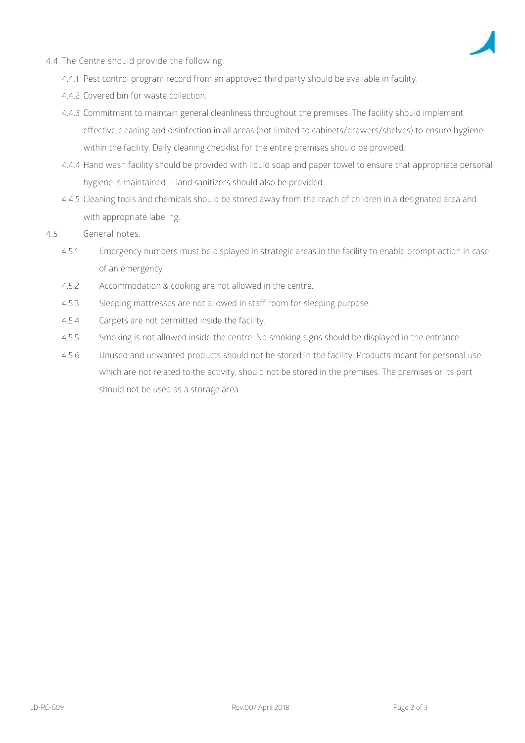4.4. The Centre should provide the following:

- 4.4.1 Pest control program record from an approved third party should be available in facility.
- 4.4.2 Covered bin for waste collection.
- 4.4.3 Commitment to maintain general cleanliness throughout the premises. The facility should implement effective cleaning and disinfection in all areas (not limited to cabinets/drawers/shelves) to ensure hygiene within the facility. Daily cleaning checklist for the entire premises should be provided.
- 4.4.4 Hand wash facility should be provided with liquid soap and paper towel to ensure that appropriate personal hygiene is maintained. Hand sanitizers should also be provided.
- 4.4.5 Cleaning tools and chemicals should be stored away from the reach of children in a designated area and with appropriate labeling.

4.5 General notes:

- 4.5.1 Emergency numbers must be displayed in strategic areas in the facility to enable prompt action in case of an emergency
- 4.5.2 Accommodation & cooking are not allowed in the centre.
- 4.5.3 Sleeping mattresses are not allowed in staff room for sleeping purpose.
- 4.5.4 Carpets are not permitted inside the facility.
- 4.5.5 Smoking is not allowed inside the centre. No smoking signs should be displayed in the entrance.
- 4.5.6 Unused and unwanted products should not be stored in the facility. Products meant for personal use which are not related to the activity, should not be stored in the premises. The premises or its part should not be used as a storage area